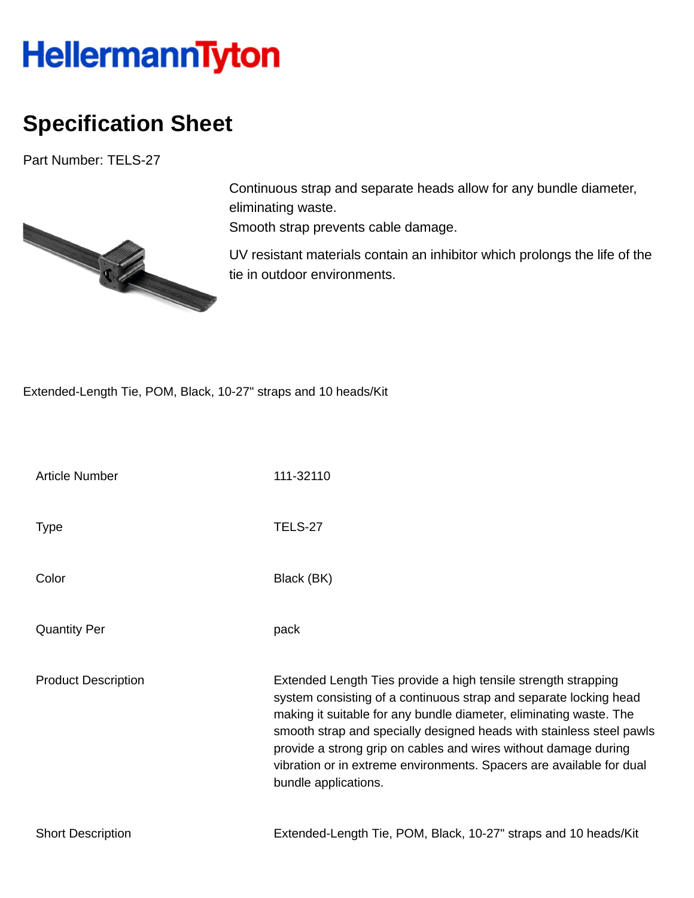# HellermannTyton

## Specification Sheet

Part Number: TELS-27

Continuous strap and separate heads allow for any bundle diameter, eliminating waste.
Smooth strap prevents cable damage.

UV resistant materials contain an inhibitor which prolongs the life of the tie in outdoor environments.

Extended-Length Tie, POM, Black, 10-27" straps and 10 heads/Kit

| | |
|---|---|
| Article Number | 111-32110 |
| Type | TELS-27 |
| Color | Black (BK) |
| Quantity Per | pack |
| Product Description | Extended Length Ties provide a high tensile strength strapping system consisting of a continuous strap and separate locking head making it suitable for any bundle diameter, eliminating waste. The smooth strap and specially designed heads with stainless steel pawls provide a strong grip on cables and wires without damage during vibration or in extreme environments. Spacers are available for dual bundle applications. |
| Short Description | Extended-Length Tie, POM, Black, 10-27" straps and 10 heads/Kit |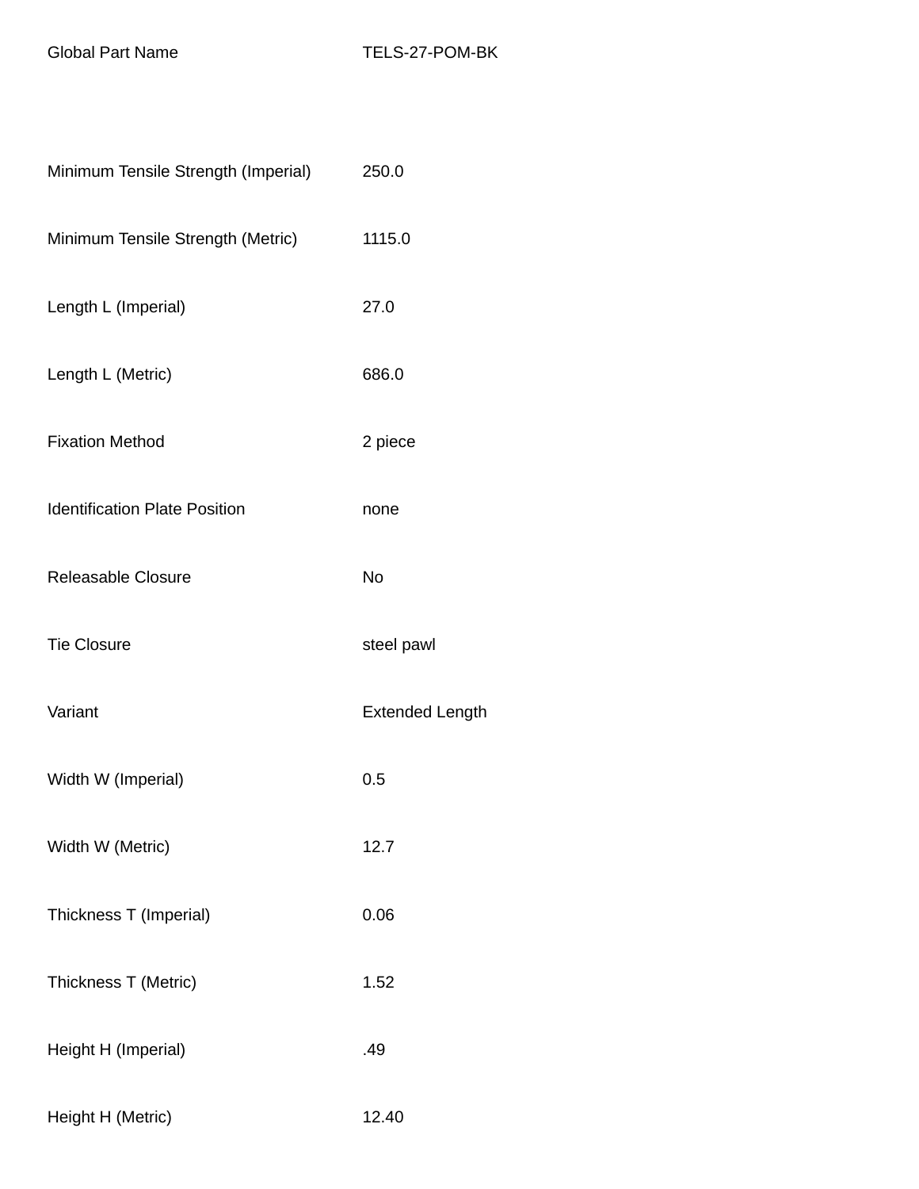| Global Part Name | TELS-27-POM-BK |
| --- | --- |
| Minimum Tensile Strength (Imperial) | 250.0 |
| Minimum Tensile Strength (Metric) | 1115.0 |
| Length L (Imperial) | 27.0 |
| Length L (Metric) | 686.0 |
| Fixation Method | 2 piece |
| Identification Plate Position | none |
| Releasable Closure | No |
| Tie Closure | steel pawl |
| Variant | Extended Length |
| Width W (Imperial) | 0.5 |
| Width W (Metric) | 12.7 |
| Thickness T (Imperial) | 0.06 |
| Thickness T (Metric) | 1.52 |
| Height H (Imperial) | .49 |
| Height H (Metric) | 12.40 |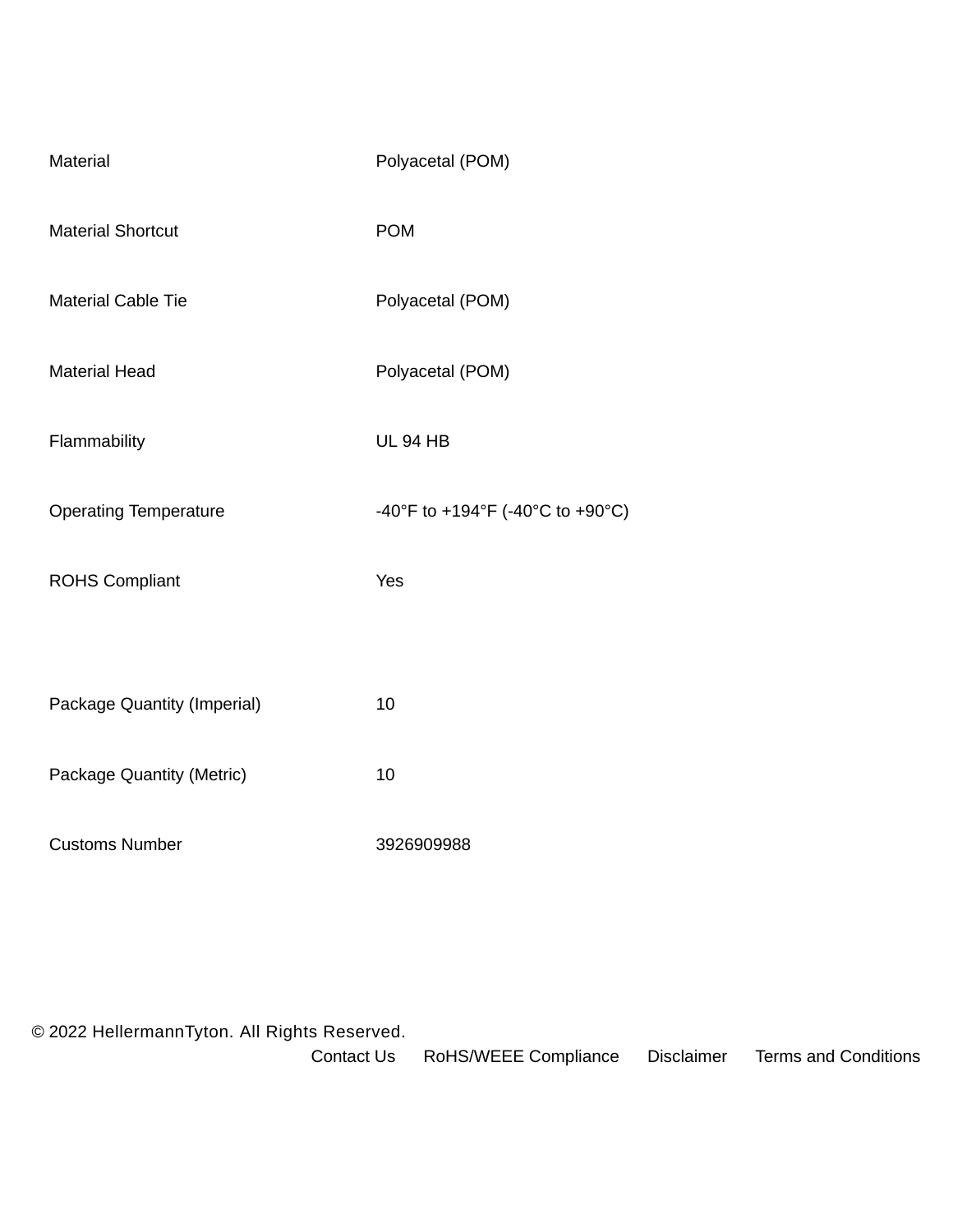| | |
|---|---|
| Material | Polyacetal (POM) |
| Material Shortcut | POM |
| Material Cable Tie | Polyacetal (POM) |
| Material Head | Polyacetal (POM) |
| Flammability | UL 94 HB |
| Operating Temperature | -40°F to +194°F (-40°C to +90°C) |
| ROHS Compliant | Yes |

| | |
|---|---|
| Package Quantity (Imperial) | 10 |
| Package Quantity (Metric) | 10 |
| Customs Number | 3926909988 |

© 2022 HellermannTyton. All Rights Reserved.

Contact Us RoHS/WEEE Compliance Disclaimer Terms and Conditions